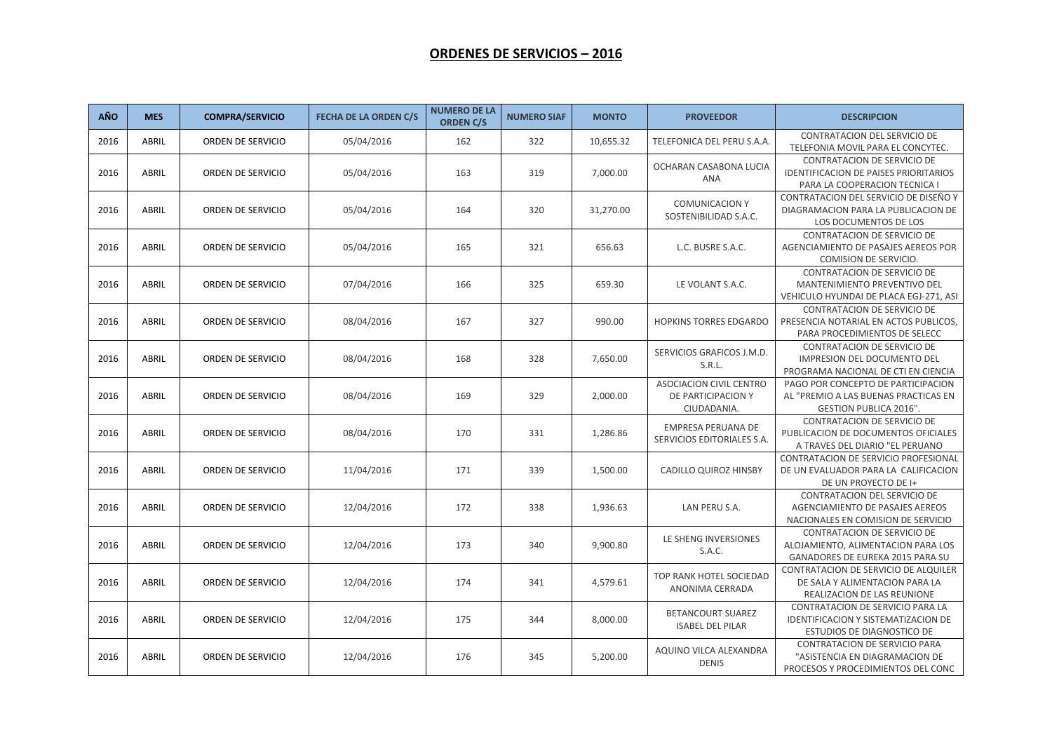# ORDENES DE SERVICIOS – 2016

| AÑO | MES | COMPRA/SERVICIO | FECHA DE LA ORDEN C/S | NUMERO DE LA ORDEN C/S | NUMERO SIAF | MONTO | PROVEEDOR | DESCRIPCION |
|---|---|---|---|---|---|---|---|---|
| 2016 | ABRIL | ORDEN DE SERVICIO | 05/04/2016 | 162 | 322 | 10,655.32 | TELEFONICA DEL PERU S.A.A. | CONTRATACION DEL SERVICIO DE TELEFONIA MOVIL PARA EL CONCYTEC. |
| 2016 | ABRIL | ORDEN DE SERVICIO | 05/04/2016 | 163 | 319 | 7,000.00 | OCHARAN CASABONA LUCIA ANA | CONTRATACION DE SERVICIO DE IDENTIFICACION DE PAISES PRIORITARIOS PARA LA COOPERACION TECNICA I |
| 2016 | ABRIL | ORDEN DE SERVICIO | 05/04/2016 | 164 | 320 | 31,270.00 | COMUNICACION Y SOSTENIBILIDAD S.A.C. | CONTRATACION DEL SERVICIO DE DISEÑO Y DIAGRAMACION PARA LA PUBLICACION DE LOS DOCUMENTOS DE LOS |
| 2016 | ABRIL | ORDEN DE SERVICIO | 05/04/2016 | 165 | 321 | 656.63 | L.C. BUSRE S.A.C. | CONTRATACION DE SERVICIO DE AGENCIAMIENTO DE PASAJES AEREOS POR COMISION DE SERVICIO. |
| 2016 | ABRIL | ORDEN DE SERVICIO | 07/04/2016 | 166 | 325 | 659.30 | LE VOLANT S.A.C. | CONTRATACION DE SERVICIO DE MANTENIMIENTO PREVENTIVO DEL VEHICULO HYUNDAI DE PLACA EGJ-271, ASI |
| 2016 | ABRIL | ORDEN DE SERVICIO | 08/04/2016 | 167 | 327 | 990.00 | HOPKINS TORRES EDGARDO | CONTRATACION DE SERVICIO DE PRESENCIA NOTARIAL EN ACTOS PUBLICOS, PARA PROCEDIMIENTOS DE SELECC |
| 2016 | ABRIL | ORDEN DE SERVICIO | 08/04/2016 | 168 | 328 | 7,650.00 | SERVICIOS GRAFICOS J.M.D. S.R.L. | CONTRATACION DE SERVICIO DE IMPRESION DEL DOCUMENTO DEL PROGRAMA NACIONAL DE CTI EN CIENCIA |
| 2016 | ABRIL | ORDEN DE SERVICIO | 08/04/2016 | 169 | 329 | 2,000.00 | ASOCIACION CIVIL CENTRO DE PARTICIPACION Y CIUDADANIA. | PAGO POR CONCEPTO DE PARTICIPACION AL "PREMIO A LAS BUENAS PRACTICAS EN GESTION PUBLICA 2016". |
| 2016 | ABRIL | ORDEN DE SERVICIO | 08/04/2016 | 170 | 331 | 1,286.86 | EMPRESA PERUANA DE SERVICIOS EDITORIALES S.A. | CONTRATACION DE SERVICIO DE PUBLICACION DE DOCUMENTOS OFICIALES A TRAVES DEL DIARIO "EL PERUANO |
| 2016 | ABRIL | ORDEN DE SERVICIO | 11/04/2016 | 171 | 339 | 1,500.00 | CADILLO QUIROZ HINSBY | CONTRATACION DE SERVICIO PROFESIONAL DE UN EVALUADOR PARA LA CALIFICACION DE UN PROYECTO DE I+ |
| 2016 | ABRIL | ORDEN DE SERVICIO | 12/04/2016 | 172 | 338 | 1,936.63 | LAN PERU S.A. | CONTRATACION DEL SERVICIO DE AGENCIAMIENTO DE PASAJES AEREOS NACIONALES EN COMISION DE SERVICIO |
| 2016 | ABRIL | ORDEN DE SERVICIO | 12/04/2016 | 173 | 340 | 9,900.80 | LE SHENG INVERSIONES S.A.C. | CONTRATACION DE SERVICIO DE ALOJAMIENTO, ALIMENTACION PARA LOS GANADORES DE EUREKA 2015 PARA SU |
| 2016 | ABRIL | ORDEN DE SERVICIO | 12/04/2016 | 174 | 341 | 4,579.61 | TOP RANK HOTEL SOCIEDAD ANONIMA CERRADA | CONTRATACION DE SERVICIO DE ALQUILER DE SALA Y ALIMENTACION PARA LA REALIZACION DE LAS REUNIONE |
| 2016 | ABRIL | ORDEN DE SERVICIO | 12/04/2016 | 175 | 344 | 8,000.00 | BETANCOURT SUAREZ ISABEL DEL PILAR | CONTRATACION DE SERVICIO PARA LA IDENTIFICACION Y SISTEMATIZACION DE ESTUDIOS DE DIAGNOSTICO DE |
| 2016 | ABRIL | ORDEN DE SERVICIO | 12/04/2016 | 176 | 345 | 5,200.00 | AQUINO VILCA ALEXANDRA DENIS | CONTRATACION DE SERVICIO PARA "ASISTENCIA EN DIAGRAMACION DE PROCESOS Y PROCEDIMIENTOS DEL CONC |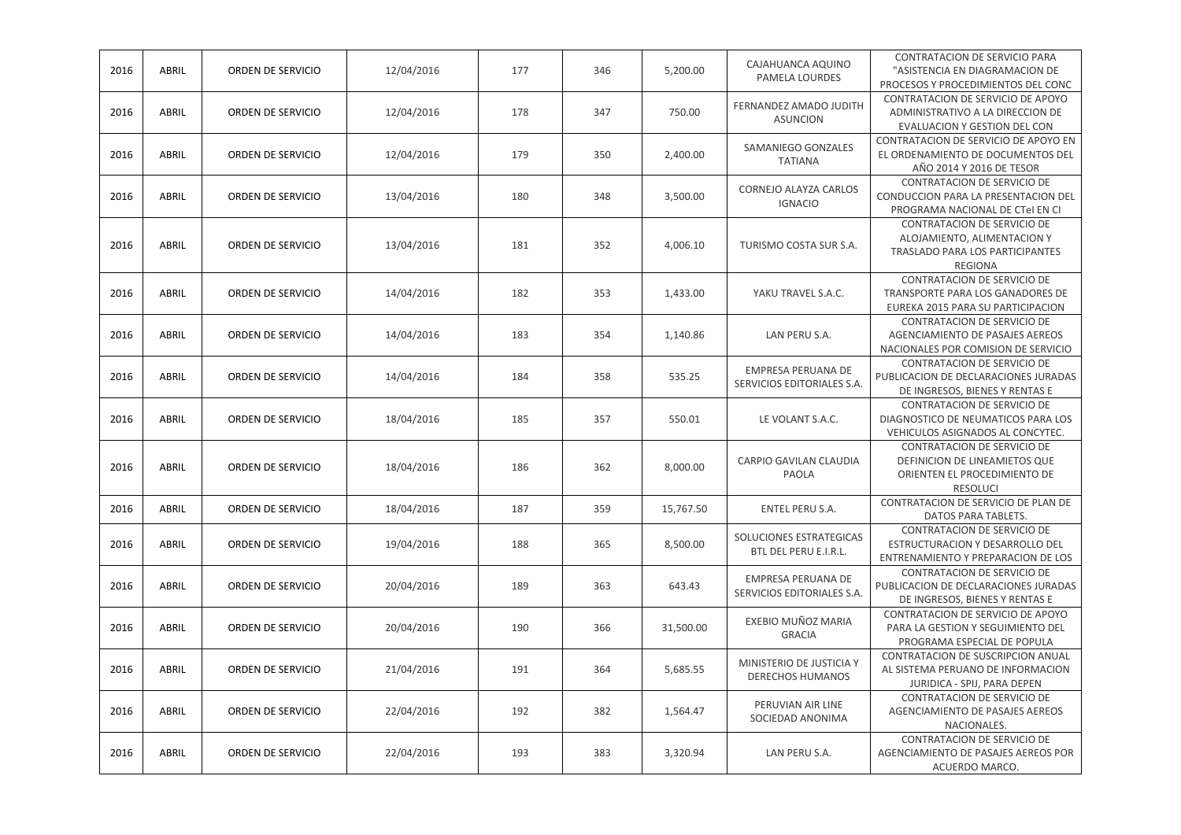| | | | | | | | | |
|---|---|---|---|---|---|---|---|---|
| 2016 | ABRIL | ORDEN DE SERVICIO | 12/04/2016 | 177 | 346 | 5,200.00 | CAJAHUANCA AQUINO PAMELA LOURDES | CONTRATACION DE SERVICIO PARA "ASISTENCIA EN DIAGRAMACION DE PROCESOS Y PROCEDIMIENTOS DEL CONC |
| 2016 | ABRIL | ORDEN DE SERVICIO | 12/04/2016 | 178 | 347 | 750.00 | FERNANDEZ AMADO JUDITH ASUNCION | CONTRATACION DE SERVICIO DE APOYO ADMINISTRATIVO A LA DIRECCION DE EVALUACION Y GESTION DEL CON |
| 2016 | ABRIL | ORDEN DE SERVICIO | 12/04/2016 | 179 | 350 | 2,400.00 | SAMANIEGO GONZALES TATIANA | CONTRATACION DE SERVICIO DE APOYO EN EL ORDENAMIENTO DE DOCUMENTOS DEL AÑO 2014 Y 2016 DE TESOR |
| 2016 | ABRIL | ORDEN DE SERVICIO | 13/04/2016 | 180 | 348 | 3,500.00 | CORNEJO ALAYZA CARLOS IGNACIO | CONTRATACION DE SERVICIO DE CONDUCCION PARA LA PRESENTACION DEL PROGRAMA NACIONAL DE CTeI EN CI |
| 2016 | ABRIL | ORDEN DE SERVICIO | 13/04/2016 | 181 | 352 | 4,006.10 | TURISMO COSTA SUR S.A. | CONTRATACION DE SERVICIO DE ALOJAMIENTO, ALIMENTACION Y TRASLADO PARA LOS PARTICIPANTES REGIONA |
| 2016 | ABRIL | ORDEN DE SERVICIO | 14/04/2016 | 182 | 353 | 1,433.00 | YAKU TRAVEL S.A.C. | CONTRATACION DE SERVICIO DE TRANSPORTE PARA LOS GANADORES DE EUREKA 2015 PARA SU PARTICIPACION |
| 2016 | ABRIL | ORDEN DE SERVICIO | 14/04/2016 | 183 | 354 | 1,140.86 | LAN PERU S.A. | CONTRATACION DE SERVICIO DE AGENCIAMIENTO DE PASAJES AEREOS NACIONALES POR COMISION DE SERVICIO |
| 2016 | ABRIL | ORDEN DE SERVICIO | 14/04/2016 | 184 | 358 | 535.25 | EMPRESA PERUANA DE SERVICIOS EDITORIALES S.A. | CONTRATACION DE SERVICIO DE PUBLICACION DE DECLARACIONES JURADAS DE INGRESOS, BIENES Y RENTAS E |
| 2016 | ABRIL | ORDEN DE SERVICIO | 18/04/2016 | 185 | 357 | 550.01 | LE VOLANT S.A.C. | CONTRATACION DE SERVICIO DE DIAGNOSTICO DE NEUMATICOS PARA LOS VEHICULOS ASIGNADOS AL CONCYTEC. |
| 2016 | ABRIL | ORDEN DE SERVICIO | 18/04/2016 | 186 | 362 | 8,000.00 | CARPIO GAVILAN CLAUDIA PAOLA | CONTRATACION DE SERVICIO DE DEFINICION DE LINEAMIETOS QUE ORIENTEN EL PROCEDIMIENTO DE RESOLUCI |
| 2016 | ABRIL | ORDEN DE SERVICIO | 18/04/2016 | 187 | 359 | 15,767.50 | ENTEL PERU S.A. | CONTRATACION DE SERVICIO DE PLAN DE DATOS PARA TABLETS. |
| 2016 | ABRIL | ORDEN DE SERVICIO | 19/04/2016 | 188 | 365 | 8,500.00 | SOLUCIONES ESTRATEGICAS BTL DEL PERU E.I.R.L. | CONTRATACION DE SERVICIO DE ESTRUCTURACION Y DESARROLLO DEL ENTRENAMIENTO Y PREPARACION DE LOS |
| 2016 | ABRIL | ORDEN DE SERVICIO | 20/04/2016 | 189 | 363 | 643.43 | EMPRESA PERUANA DE SERVICIOS EDITORIALES S.A. | CONTRATACION DE SERVICIO DE PUBLICACION DE DECLARACIONES JURADAS DE INGRESOS, BIENES Y RENTAS E |
| 2016 | ABRIL | ORDEN DE SERVICIO | 20/04/2016 | 190 | 366 | 31,500.00 | EXEBIO MUÑOZ MARIA GRACIA | CONTRATACION DE SERVICIO DE APOYO PARA LA GESTION Y SEGUIMIENTO DEL PROGRAMA ESPECIAL DE POPULA |
| 2016 | ABRIL | ORDEN DE SERVICIO | 21/04/2016 | 191 | 364 | 5,685.55 | MINISTERIO DE JUSTICIA Y DERECHOS HUMANOS | CONTRATACION DE SUSCRIPCION ANUAL AL SISTEMA PERUANO DE INFORMACION JURIDICA - SPIJ, PARA DEPEN |
| 2016 | ABRIL | ORDEN DE SERVICIO | 22/04/2016 | 192 | 382 | 1,564.47 | PERUVIAN AIR LINE SOCIEDAD ANONIMA | CONTRATACION DE SERVICIO DE AGENCIAMIENTO DE PASAJES AEREOS NACIONALES. |
| 2016 | ABRIL | ORDEN DE SERVICIO | 22/04/2016 | 193 | 383 | 3,320.94 | LAN PERU S.A. | CONTRATACION DE SERVICIO DE AGENCIAMIENTO DE PASAJES AEREOS POR ACUERDO MARCO. |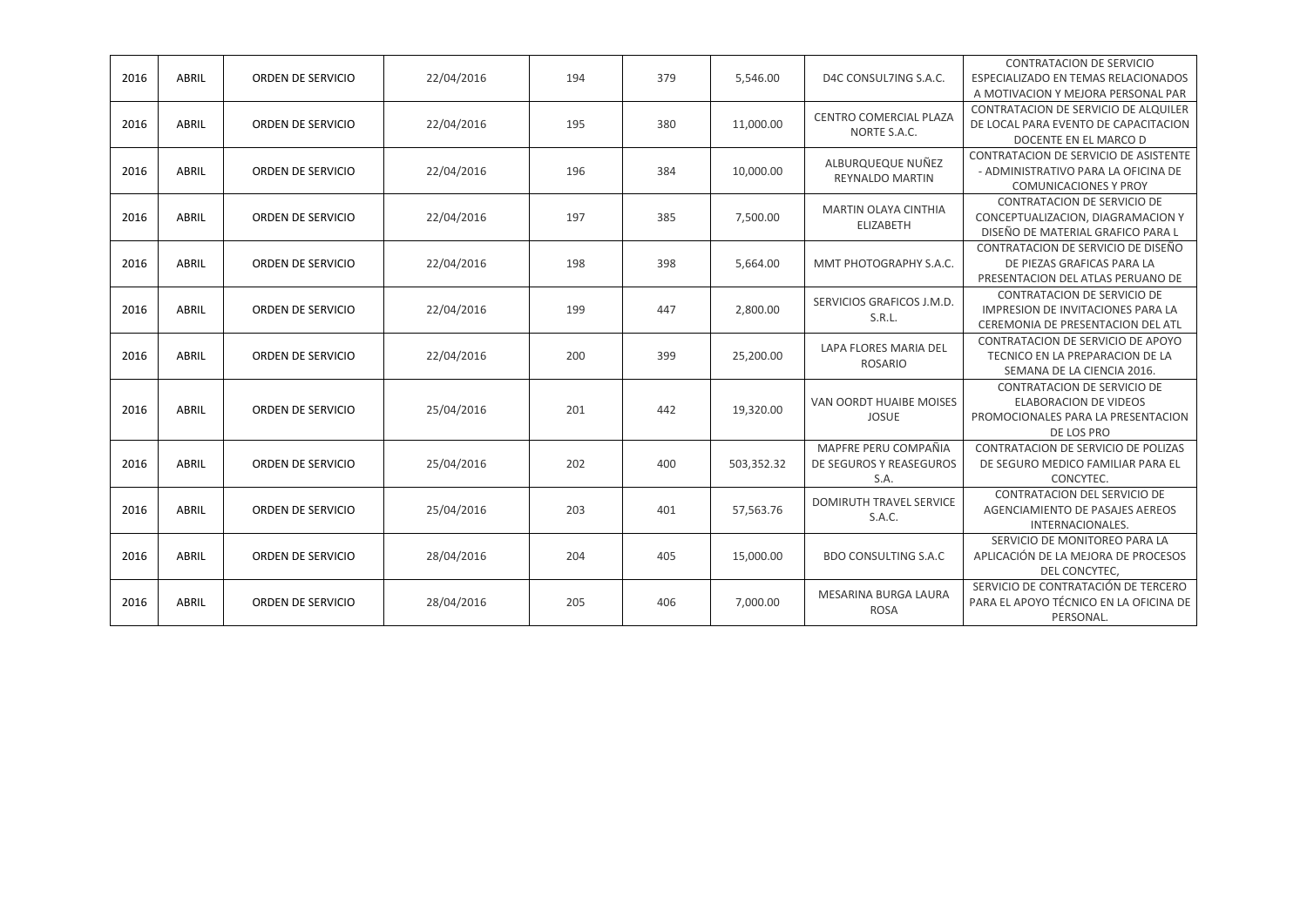| | | | | | | | | |
|---|---|---|---|---|---|---|---|---|
| 2016 | ABRIL | ORDEN DE SERVICIO | 22/04/2016 | 194 | 379 | 5,546.00 | D4C CONSUL7ING S.A.C. | CONTRATACION DE SERVICIO ESPECIALIZADO EN TEMAS RELACIONADOS A MOTIVACION Y MEJORA PERSONAL PAR |
| 2016 | ABRIL | ORDEN DE SERVICIO | 22/04/2016 | 195 | 380 | 11,000.00 | CENTRO COMERCIAL PLAZA NORTE S.A.C. | CONTRATACION DE SERVICIO DE ALQUILER DE LOCAL PARA EVENTO DE CAPACITACION DOCENTE EN EL MARCO D |
| 2016 | ABRIL | ORDEN DE SERVICIO | 22/04/2016 | 196 | 384 | 10,000.00 | ALBURQUEQUE NUÑEZ REYNALDO MARTIN | CONTRATACION DE SERVICIO DE ASISTENTE - ADMINISTRATIVO PARA LA OFICINA DE COMUNICACIONES Y PROY |
| 2016 | ABRIL | ORDEN DE SERVICIO | 22/04/2016 | 197 | 385 | 7,500.00 | MARTIN OLAYA CINTHIA ELIZABETH | CONTRATACION DE SERVICIO DE CONCEPTUALIZACION, DIAGRAMACION Y DISEÑO DE MATERIAL GRAFICO PARA L |
| 2016 | ABRIL | ORDEN DE SERVICIO | 22/04/2016 | 198 | 398 | 5,664.00 | MMT PHOTOGRAPHY S.A.C. | CONTRATACION DE SERVICIO DE DISEÑO DE PIEZAS GRAFICAS PARA LA PRESENTACION DEL ATLAS PERUANO DE |
| 2016 | ABRIL | ORDEN DE SERVICIO | 22/04/2016 | 199 | 447 | 2,800.00 | SERVICIOS GRAFICOS J.M.D. S.R.L. | CONTRATACION DE SERVICIO DE IMPRESION DE INVITACIONES PARA LA CEREMONIA DE PRESENTACION DEL ATL |
| 2016 | ABRIL | ORDEN DE SERVICIO | 22/04/2016 | 200 | 399 | 25,200.00 | LAPA FLORES MARIA DEL ROSARIO | CONTRATACION DE SERVICIO DE APOYO TECNICO EN LA PREPARACION DE LA SEMANA DE LA CIENCIA 2016. |
| 2016 | ABRIL | ORDEN DE SERVICIO | 25/04/2016 | 201 | 442 | 19,320.00 | VAN OORDT HUAIBE MOISES JOSUE | CONTRATACION DE SERVICIO DE ELABORACION DE VIDEOS PROMOCIONALES PARA LA PRESENTACION DE LOS PRO |
| 2016 | ABRIL | ORDEN DE SERVICIO | 25/04/2016 | 202 | 400 | 503,352.32 | MAPFRE PERU COMPAÑIA DE SEGUROS Y REASEGUROS S.A. | CONTRATACION DE SERVICIO DE POLIZAS DE SEGURO MEDICO FAMILIAR PARA EL CONCYTEC. |
| 2016 | ABRIL | ORDEN DE SERVICIO | 25/04/2016 | 203 | 401 | 57,563.76 | DOMIRUTH TRAVEL SERVICE S.A.C. | CONTRATACION DEL SERVICIO DE AGENCIAMIENTO DE PASAJES AEREOS INTERNACIONALES. |
| 2016 | ABRIL | ORDEN DE SERVICIO | 28/04/2016 | 204 | 405 | 15,000.00 | BDO CONSULTING S.A.C | SERVICIO DE MONITOREO PARA LA APLICACIÓN DE LA MEJORA DE PROCESOS DEL CONCYTEC, |
| 2016 | ABRIL | ORDEN DE SERVICIO | 28/04/2016 | 205 | 406 | 7,000.00 | MESARINA BURGA LAURA ROSA | SERVICIO DE CONTRATACIÓN DE TERCERO PARA EL APOYO TÉCNICO EN LA OFICINA DE PERSONAL. |